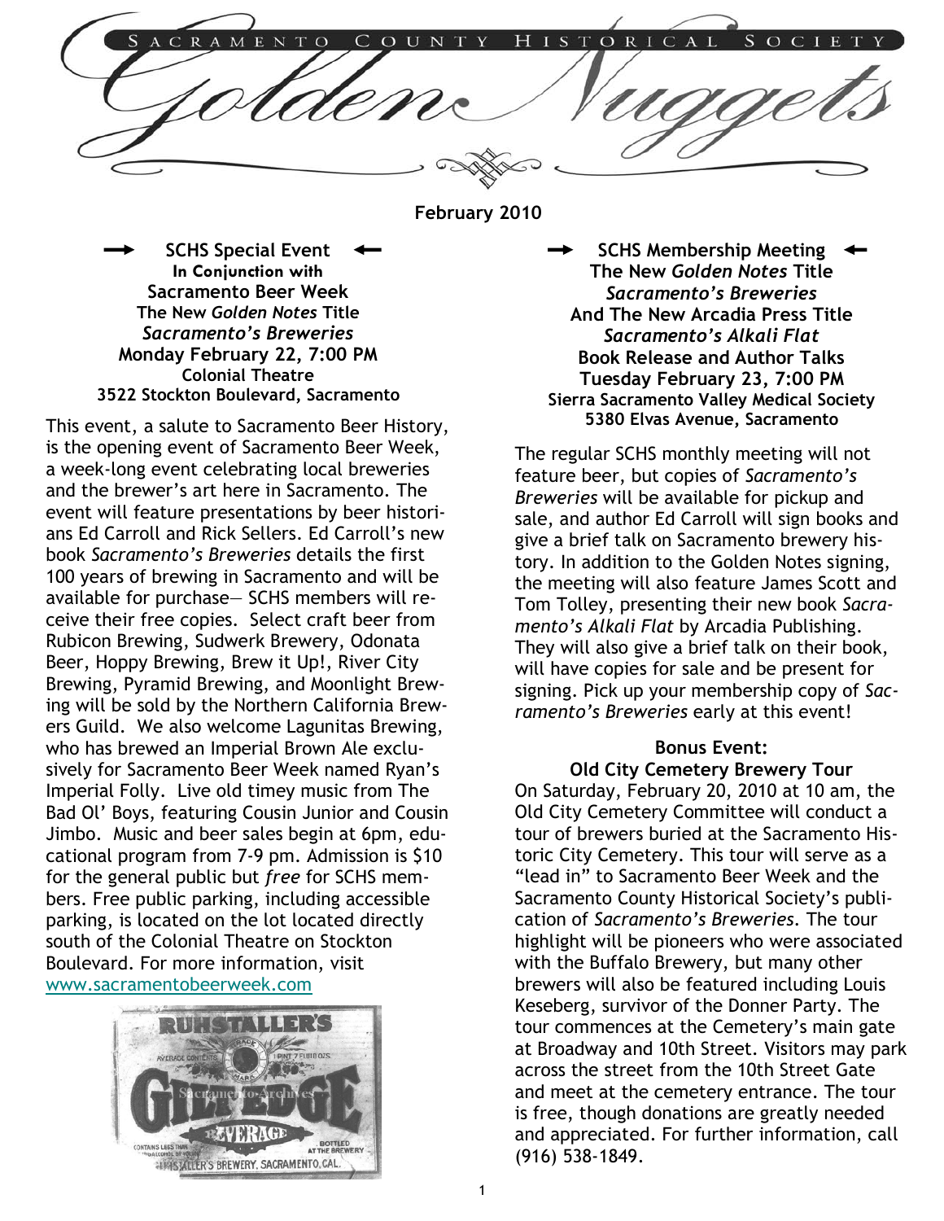# Sacramento County Historical Society

# Golden Nuggets

**February 2010**

## SCHS Special Event

**In Conjunction with**

**Sacramento Beer Week**

**The New *Golden Notes* Title**

***Sacramento's Breweries***

**Monday February 22, 7:00 PM**

**Colonial Theatre**

**3522 Stockton Boulevard, Sacramento**

This event, a salute to Sacramento Beer History, is the opening event of Sacramento Beer Week, a week-long event celebrating local breweries and the brewer's art here in Sacramento. The event will feature presentations by beer historians Ed Carroll and Rick Sellers. Ed Carroll's new book *Sacramento's Breweries* details the first 100 years of brewing in Sacramento and will be available for purchase— SCHS members will receive their free copies. Select craft beer from Rubicon Brewing, Sudwerk Brewery, Odonata Beer, Hoppy Brewing, Brew it Up!, River City Brewing, Pyramid Brewing, and Moonlight Brewing will be sold by the Northern California Brewers Guild. We also welcome Lagunitas Brewing, who has brewed an Imperial Brown Ale exclusively for Sacramento Beer Week named Ryan's Imperial Folly. Live old timey music from The Bad Ol' Boys, featuring Cousin Junior and Cousin Jimbo. Music and beer sales begin at 6pm, educational program from 7-9 pm. Admission is $10 for the general public but *free* for SCHS members. Free public parking, including accessible parking, is located on the lot located directly south of the Colonial Theatre on Stockton Boulevard. For more information, visit www.sacramentobeerweek.com

## SCHS Membership Meeting

**The New *Golden Notes* Title**

***Sacramento's Breweries***

**And The New Arcadia Press Title**

***Sacramento's Alkali Flat***

**Book Release and Author Talks**

**Tuesday February 23, 7:00 PM**

**Sierra Sacramento Valley Medical Society**

**5380 Elvas Avenue, Sacramento**

The regular SCHS monthly meeting will not feature beer, but copies of *Sacramento's Breweries* will be available for pickup and sale, and author Ed Carroll will sign books and give a brief talk on Sacramento brewery history. In addition to the Golden Notes signing, the meeting will also feature James Scott and Tom Tolley, presenting their new book *Sacramento's Alkali Flat* by Arcadia Publishing. They will also give a brief talk on their book, will have copies for sale and be present for signing. Pick up your membership copy of *Sacramento's Breweries* early at this event!

### Bonus Event:

### Old City Cemetery Brewery Tour

On Saturday, February 20, 2010 at 10 am, the Old City Cemetery Committee will conduct a tour of brewers buried at the Sacramento Historic City Cemetery. This tour will serve as a "lead in" to Sacramento Beer Week and the Sacramento County Historical Society's publication of *Sacramento's Breweries*. The tour highlight will be pioneers who were associated with the Buffalo Brewery, but many other brewers will also be featured including Louis Keseberg, survivor of the Donner Party. The tour commences at the Cemetery's main gate at Broadway and 10th Street. Visitors may park across the street from the 10th Street Gate and meet at the cemetery entrance. The tour is free, though donations are greatly needed and appreciated. For further information, call (916) 538-1849.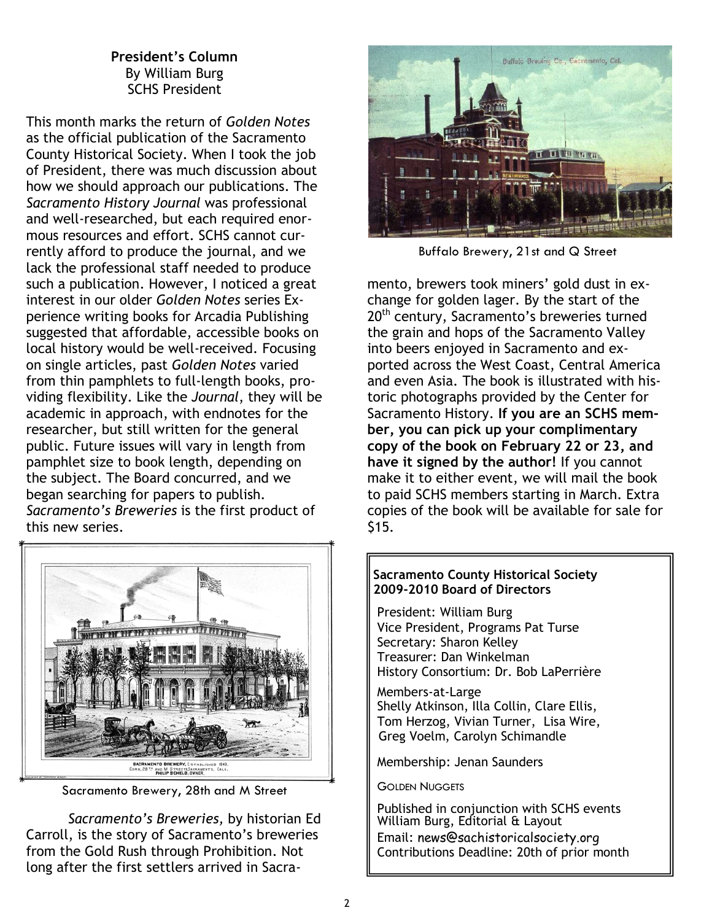**President's Column**
By William Burg
SCHS President

This month marks the return of *Golden Notes* as the official publication of the Sacramento County Historical Society. When I took the job of President, there was much discussion about how we should approach our publications. The *Sacramento History Journal* was professional and well-researched, but each required enormous resources and effort. SCHS cannot currently afford to produce the journal, and we lack the professional staff needed to produce such a publication. However, I noticed a great interest in our older *Golden Notes* series Experience writing books for Arcadia Publishing suggested that affordable, accessible books on local history would be well-received. Focusing on single articles, past *Golden Notes* varied from thin pamphlets to full-length books, providing flexibility. Like the *Journal*, they will be academic in approach, with endnotes for the researcher, but still written for the general public. Future issues will vary in length from pamphlet size to book length, depending on the subject. The Board concurred, and we began searching for papers to publish. *Sacramento's Breweries* is the first product of this new series.

Sacramento Brewery, 28th and M Street

*Sacramento's Breweries,* by historian Ed Carroll, is the story of Sacramento's breweries from the Gold Rush through Prohibition. Not long after the first settlers arrived in Sacramento, brewers took miners' gold dust in exchange for golden lager. By the start of the 20th century, Sacramento's breweries turned the grain and hops of the Sacramento Valley into beers enjoyed in Sacramento and exported across the West Coast, Central America and even Asia. The book is illustrated with historic photographs provided by the Center for Sacramento History. **If you are an SCHS member, you can pick up your complimentary copy of the book on February 22 or 23, and have it signed by the author!** If you cannot make it to either event, we will mail the book to paid SCHS members starting in March. Extra copies of the book will be available for sale for $15.

Buffalo Brewery, 21st and Q Street

**Sacramento County Historical Society 2009-2010 Board of Directors**

President: William Burg
Vice President, Programs Pat Turse
Secretary: Sharon Kelley
Treasurer: Dan Winkelman
History Consortium: Dr. Bob LaPerrière

Members-at-Large
Shelly Atkinson, Illa Collin, Clare Ellis, Tom Herzog, Vivian Turner, Lisa Wire, Greg Voelm, Carolyn Schimandle

Membership: Jenan Saunders

GOLDEN NUGGETS

Published in conjunction with SCHS events
William Burg, Editorial & Layout
Email: news@sachistoricalsociety.org
Contributions Deadline: 20th of prior month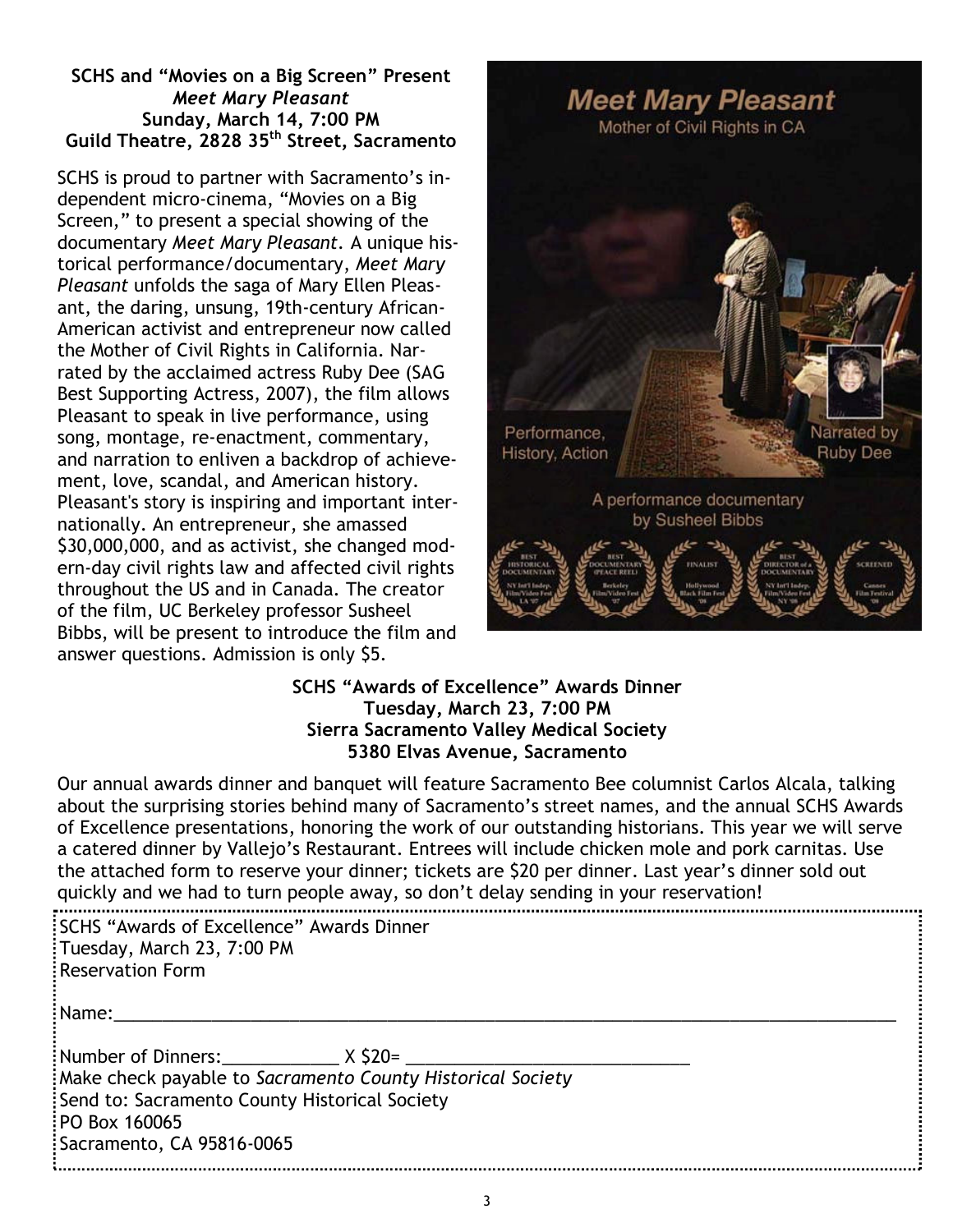**SCHS and "Movies on a Big Screen" Present**
***Meet Mary Pleasant***
**Sunday, March 14, 7:00 PM**
**Guild Theatre, 2828 35th Street, Sacramento**

SCHS is proud to partner with Sacramento's independent micro-cinema, "Movies on a Big Screen," to present a special showing of the documentary *Meet Mary Pleasant*. A unique historical performance/documentary, *Meet Mary Pleasant* unfolds the saga of Mary Ellen Pleasant, the daring, unsung, 19th-century African-American activist and entrepreneur now called the Mother of Civil Rights in California. Narrated by the acclaimed actress Ruby Dee (SAG Best Supporting Actress, 2007), the film allows Pleasant to speak in live performance, using song, montage, re-enactment, commentary, and narration to enliven a backdrop of achievement, love, scandal, and American history. Pleasant's story is inspiring and important internationally. An entrepreneur, she amassed $30,000,000, and as activist, she changed modern-day civil rights law and affected civil rights throughout the US and in Canada. The creator of the film, UC Berkeley professor Susheel Bibbs, will be present to introduce the film and answer questions. Admission is only $5.

**SCHS "Awards of Excellence" Awards Dinner**
**Tuesday, March 23, 7:00 PM**
**Sierra Sacramento Valley Medical Society**
**5380 Elvas Avenue, Sacramento**

Our annual awards dinner and banquet will feature Sacramento Bee columnist Carlos Alcala, talking about the surprising stories behind many of Sacramento's street names, and the annual SCHS Awards of Excellence presentations, honoring the work of our outstanding historians. This year we will serve a catered dinner by Vallejo's Restaurant. Entrees will include chicken mole and pork carnitas. Use the attached form to reserve your dinner; tickets are $20 per dinner. Last year's dinner sold out quickly and we had to turn people away, so don't delay sending in your reservation!

---

SCHS "Awards of Excellence" Awards Dinner
Tuesday, March 23, 7:00 PM
Reservation Form

Name:______________________________________________________________________

Number of Dinners:____________ X $20= ______________________________
Make check payable to *Sacramento County Historical Society*
Send to: Sacramento County Historical Society
PO Box 160065
Sacramento, CA 95816-0065

---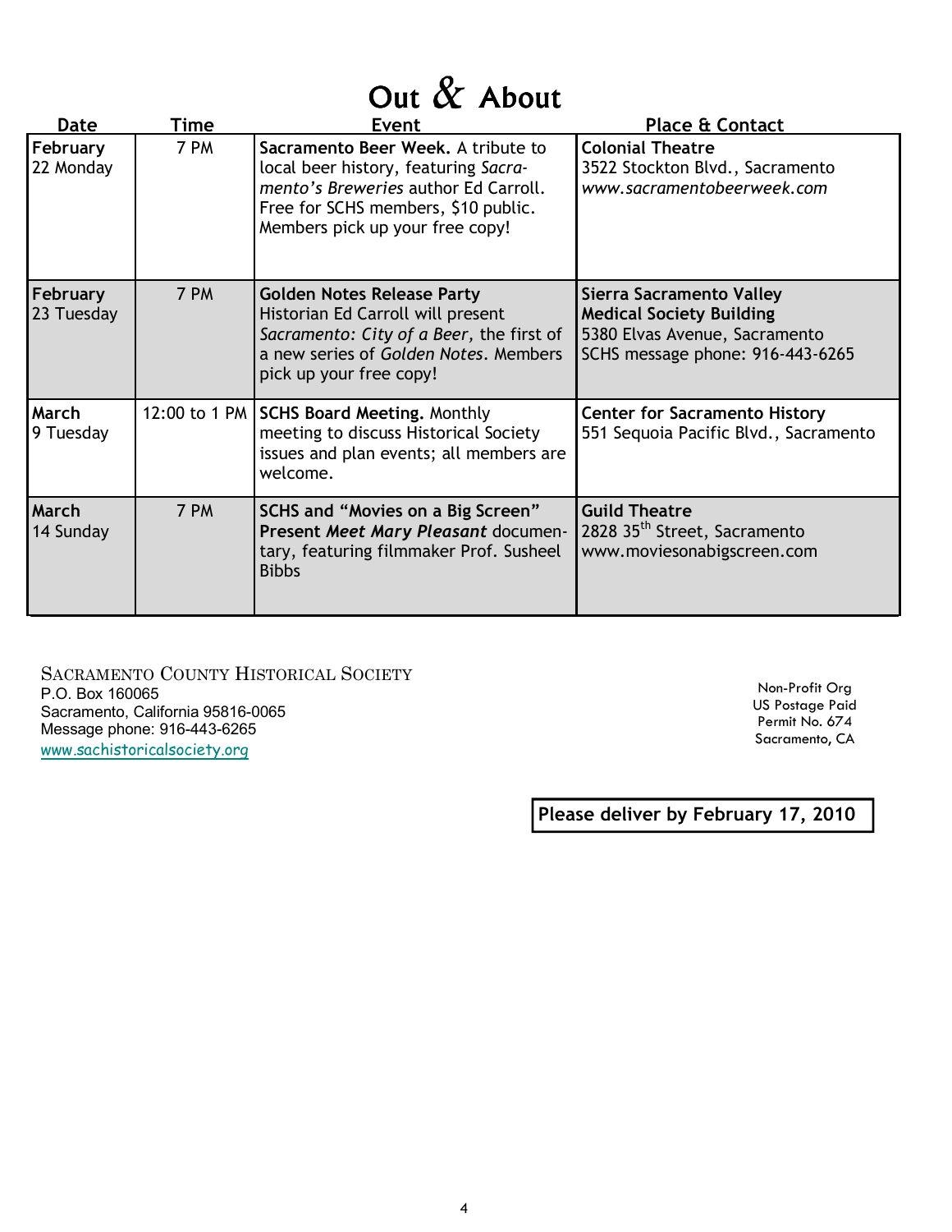# Out & About

| Date | Time | Event | Place & Contact |
|---|---|---|---|
| **February** 22 Monday | 7 PM | **Sacramento Beer Week.** A tribute to local beer history, featuring *Sacramento's Breweries* author Ed Carroll. Free for SCHS members, $10 public. Members pick up your free copy! | **Colonial Theatre** 3522 Stockton Blvd., Sacramento *www.sacramentobeerweek.com* |
| **February** 23 Tuesday | 7 PM | **Golden Notes Release Party** Historian Ed Carroll will present *Sacramento: City of a Beer*, the first of a new series of *Golden Notes*. Members pick up your free copy! | **Sierra Sacramento Valley Medical Society Building** 5380 Elvas Avenue, Sacramento SCHS message phone: 916-443-6265 |
| **March** 9 Tuesday | 12:00 to 1 PM | **SCHS Board Meeting.** Monthly meeting to discuss Historical Society issues and plan events; all members are welcome. | **Center for Sacramento History** 551 Sequoia Pacific Blvd., Sacramento |
| **March** 14 Sunday | 7 PM | **SCHS and "Movies on a Big Screen" Present *Meet Mary Pleasant*** documentary, featuring filmmaker Prof. Susheel Bibbs | **Guild Theatre** 2828 35th Street, Sacramento www.moviesonabigscreen.com |

SACRAMENTO COUNTY HISTORICAL SOCIETY
P.O. Box 160065
Sacramento, California 95816-0065
Message phone: 916-443-6265
www.sachistoricalsociety.org

Non-Profit Org
US Postage Paid
Permit No. 674
Sacramento, CA

**Please deliver by February 17, 2010**